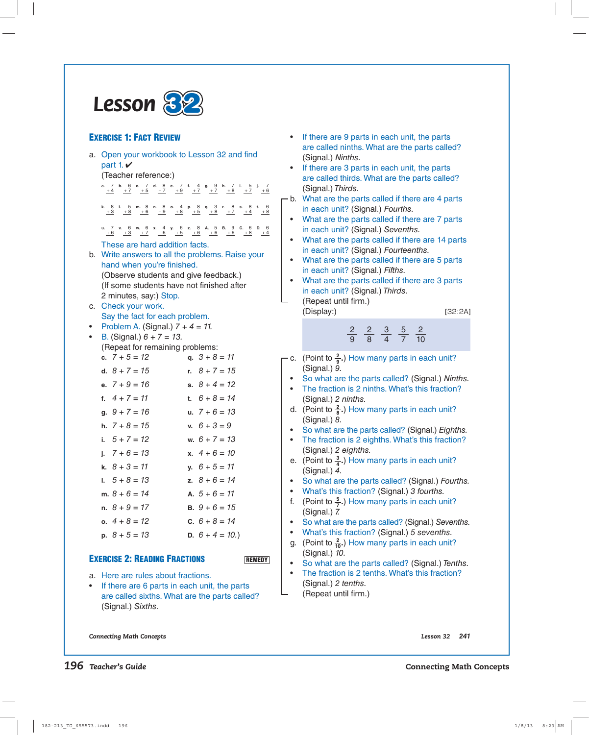# Lesson 32

## EXERCISE 1: FACT REVIEW

a. Open your workbook to Lesson 32 and find part 1. ✔

(Teacher reference:)

| a. | b. | c. | d. | e. | f. | g. | h. | i. | j. |
|---|---|---|---|---|---|---|---|---|---|
| 7 + 4 | 6 + 7 | 7 + 5 | 8 + 7 | 7 + 9 | 4 + 7 | 9 + 7 | 7 + 8 | 5 + 7 | 7 + 6 |

| k. | l. | m. | n. | o. | p. | q. | r. | s. | t. |
|---|---|---|---|---|---|---|---|---|---|
| 8 + 3 | 5 + 8 | 8 + 6 | 8 + 9 | 4 + 8 | 8 + 5 | 3 + 8 | 8 + 7 | 8 + 4 | 6 + 8 |

| u. | v. | w. | x. | y. | z. | A. | B. | C. | D. |
|---|---|---|---|---|---|---|---|---|---|
| 7 + 6 | 6 + 3 | 6 + 7 | 4 + 6 | 6 + 5 | 8 + 6 | 5 + 6 | 9 + 6 | 6 + 8 | 6 + 4 |

These are hard addition facts.

b. Write answers to all the problems. Raise your hand when you're finished.
(Observe students and give feedback.)
(If some students have not finished after 2 minutes, say:) Stop.

c. Check your work.
Say the fact for each problem.

- Problem A. (Signal.) *7 + 4 = 11.*
- B. (Signal.) *6 + 7 = 13.*

(Repeat for remaining problems:

| | |
|---|---|
| c. *7 + 5 = 12* | q. *3 + 8 = 11* |
| d. *8 + 7 = 15* | r. *8 + 7 = 15* |
| e. *7 + 9 = 16* | s. *8 + 4 = 12* |
| f. *4 + 7 = 11* | t. *6 + 8 = 14* |
| g. *9 + 7 = 16* | u. *7 + 6 = 13* |
| h. *7 + 8 = 15* | v. *6 + 3 = 9* |
| i. *5 + 7 = 12* | w. *6 + 7 = 13* |
| j. *7 + 6 = 13* | x. *4 + 6 = 10* |
| k. *8 + 3 = 11* | y. *6 + 5 = 11* |
| l. *5 + 8 = 13* | z. *8 + 6 = 14* |
| m. *8 + 6 = 14* | A. *5 + 6 = 11* |
| n. *8 + 9 = 17* | B. *9 + 6 = 15* |
| o. *4 + 8 = 12* | C. *6 + 8 = 14* |
| p. *8 + 5 = 13* | D. *6 + 4 = 10.*) |

## EXERCISE 2: READING FRACTIONS

REMEDY

a. Here are rules about fractions.

- If there are 6 parts in each unit, the parts are called sixths. What are the parts called? (Signal.) *Sixths.*
- If there are 9 parts in each unit, the parts are called ninths. What are the parts called? (Signal.) *Ninths.*
- If there are 3 parts in each unit, the parts are called thirds. What are the parts called? (Signal.) *Thirds.*

b. What are the parts called if there are 4 parts in each unit? (Signal.) *Fourths.*

- What are the parts called if there are 7 parts in each unit? (Signal.) *Sevenths.*
- What are the parts called if there are 14 parts in each unit? (Signal.) *Fourteenths.*
- What are the parts called if there are 5 parts in each unit? (Signal.) *Fifths.*
- What are the parts called if there are 3 parts in each unit? (Signal.) *Thirds.*

(Repeat until firm.)

(Display:) [32:2A]

$$\frac{2}{9} \quad \frac{2}{8} \quad \frac{3}{4} \quad \frac{5}{7} \quad \frac{2}{10}$$

c. (Point to $\frac{2}{9}$.) How many parts in each unit? (Signal.) *9.*

- So what are the parts called? (Signal.) *Ninths.*
- The fraction is 2 ninths. What's this fraction? (Signal.) *2 ninths.*

d. (Point to $\frac{2}{8}$.) How many parts in each unit? (Signal.) *8.*

- So what are the parts called? (Signal.) *Eighths.*
- The fraction is 2 eighths. What's this fraction? (Signal.) *2 eighths.*

e. (Point to $\frac{3}{4}$.) How many parts in each unit? (Signal.) *4.*

- So what are the parts called? (Signal.) *Fourths.*
- What's this fraction? (Signal.) *3 fourths.*

f. (Point to $\frac{5}{7}$.) How many parts in each unit? (Signal.) *7.*

- So what are the parts called? (Signal.) *Sevenths.*
- What's this fraction? (Signal.) *5 sevenths.*

g. (Point to $\frac{2}{10}$.) How many parts in each unit? (Signal.) *10.*

- So what are the parts called? (Signal.) *Tenths.*
- The fraction is 2 tenths. What's this fraction? (Signal.) *2 tenths.*

(Repeat until firm.)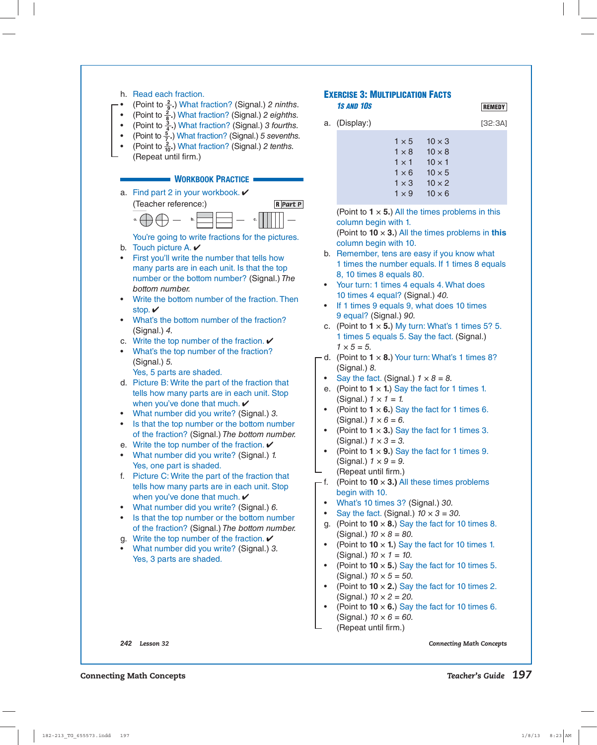h. Read each fraction.

- (Point to $\frac{2}{9}$.) What fraction? (Signal.) *2 ninths.*
- (Point to $\frac{2}{8}$.) What fraction? (Signal.) *2 eighths.*
- (Point to $\frac{3}{4}$.) What fraction? (Signal.) *3 fourths.*
- (Point to $\frac{5}{7}$.) What fraction? (Signal.) *5 sevenths.*
- (Point to $\frac{2}{10}$.) What fraction? (Signal.) *2 tenths.*

(Repeat until firm.)

## WORKBOOK PRACTICE

a. Find part 2 in your workbook. ✔

(Teacher reference:) R Part P

a. ⊕ ⊕ — b. — c. —

You're going to write fractions for the pictures.

b. Touch picture A. ✔

- First you'll write the number that tells how many parts are in each unit. Is that the top number or the bottom number? (Signal.) *The bottom number.*
- Write the bottom number of the fraction. Then stop. ✔
- What's the bottom number of the fraction? (Signal.) *4.*

c. Write the top number of the fraction. ✔

- What's the top number of the fraction? (Signal.) *5.*

Yes, 5 parts are shaded.

d. Picture B: Write the part of the fraction that tells how many parts are in each unit. Stop when you've done that much. ✔

- What number did you write? (Signal.) *3.*
- Is that the top number or the bottom number of the fraction? (Signal.) *The bottom number.*

e. Write the top number of the fraction. ✔

- What number did you write? (Signal.) *1.*

Yes, one part is shaded.

f. Picture C: Write the part of the fraction that tells how many parts are in each unit. Stop when you've done that much. ✔

- What number did you write? (Signal.) *6.*
- Is that the top number or the bottom number of the fraction? (Signal.) *The bottom number.*

g. Write the top number of the fraction. ✔

- What number did you write? (Signal.) *3.*

Yes, 3 parts are shaded.

## EXERCISE 3: MULTIPLICATION FACTS

### 1s AND 10s

REMEDY

a. (Display:) [32:3A]

| | |
|---|---|
| 1 × 5 | 10 × 3 |
| 1 × 8 | 10 × 8 |
| 1 × 1 | 10 × 1 |
| 1 × 6 | 10 × 5 |
| 1 × 3 | 10 × 2 |
| 1 × 9 | 10 × 6 |

(Point to **1 × 5.**) All the times problems in this column begin with 1.

(Point to **10 × 3.**) All the times problems in **this** column begin with 10.

b. Remember, tens are easy if you know what 1 times the number equals. If 1 times 8 equals 8, 10 times 8 equals 80.

- Your turn: 1 times 4 equals 4. What does 10 times 4 equal? (Signal.) *40.*
- If 1 times 9 equals 9, what does 10 times 9 equal? (Signal.) *90.*

c. (Point to **1 × 5.**) My turn: What's 1 times 5? 5. 1 times 5 equals 5. Say the fact. (Signal.) *1 × 5 = 5.*

d. (Point to **1 × 8.**) Your turn: What's 1 times 8? (Signal.) *8.*

- Say the fact. (Signal.) *1 × 8 = 8.*

e. (Point to **1 × 1.**) Say the fact for 1 times 1. (Signal.) *1 × 1 = 1.*

- (Point to **1 × 6.**) Say the fact for 1 times 6. (Signal.) *1 × 6 = 6.*
- (Point to **1 × 3.**) Say the fact for 1 times 3. (Signal.) *1 × 3 = 3.*
- (Point to **1 × 9.**) Say the fact for 1 times 9. (Signal.) *1 × 9 = 9.*

(Repeat until firm.)

f. (Point to **10 × 3.**) All these times problems begin with 10.

- What's 10 times 3? (Signal.) *30.*
- Say the fact. (Signal.) *10 × 3 = 30.*

g. (Point to **10 × 8.**) Say the fact for 10 times 8. (Signal.) *10 × 8 = 80.*

- (Point to **10 × 1.**) Say the fact for 10 times 1. (Signal.) *10 × 1 = 10.*
- (Point to **10 × 5.**) Say the fact for 10 times 5. (Signal.) *10 × 5 = 50.*
- (Point to **10 × 2.**) Say the fact for 10 times 2. (Signal.) *10 × 2 = 20.*
- (Point to **10 × 6.**) Say the fact for 10 times 6. (Signal.) *10 × 6 = 60.*

(Repeat until firm.)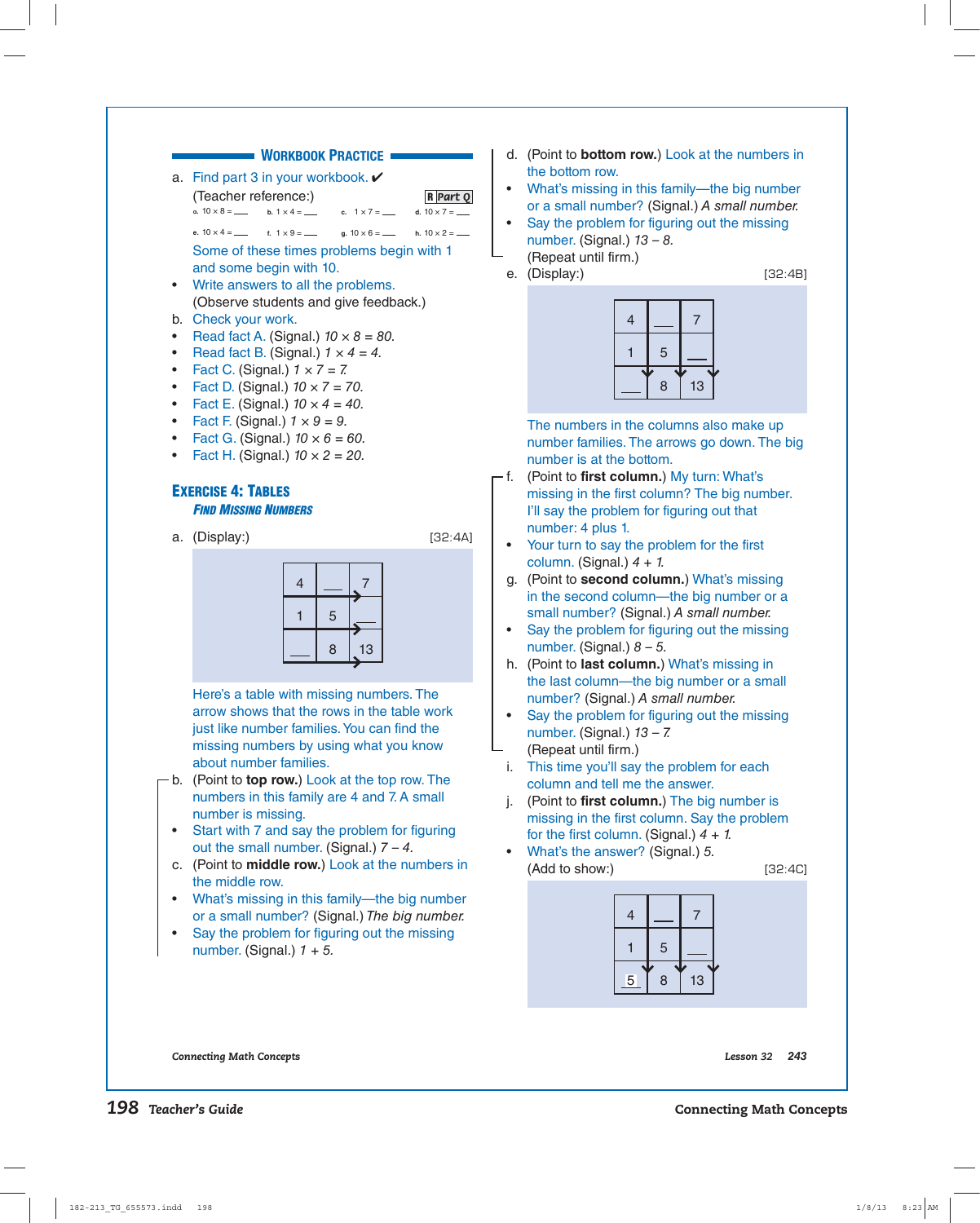## Workbook Practice

a. Find part 3 in your workbook. ✔

(Teacher reference:) **R Part Q**

| | | | |
|---|---|---|---|
| a. $10 \times 8 =$ ___ | b. $1 \times 4 =$ ___ | c. $1 \times 7 =$ ___ | d. $10 \times 7 =$ ___ |
| e. $10 \times 4 =$ ___ | f. $1 \times 9 =$ ___ | g. $10 \times 6 =$ ___ | h. $10 \times 2 =$ ___ |

Some of these times problems begin with 1 and some begin with 10.

- Write answers to all the problems.

(Observe students and give feedback.)

b. Check your work.

- Read fact A. (Signal.) *10 × 8 = 80.*
- Read fact B. (Signal.) *1 × 4 = 4.*
- Fact C. (Signal.) *1 × 7 = 7.*
- Fact D. (Signal.) *10 × 7 = 70.*
- Fact E. (Signal.) *10 × 4 = 40.*
- Fact F. (Signal.) *1 × 9 = 9.*
- Fact G. (Signal.) *10 × 6 = 60.*
- Fact H. (Signal.) *10 × 2 = 20.*

## Exercise 4: Tables

### *Find Missing Numbers*

a. (Display:) [32:4A]

| 4 | ___ | 7 |
|---|---|---|
| 1 | 5 | ___ |
| ___ | 8 | 13 |

Here's a table with missing numbers. The arrow shows that the rows in the table work just like number families. You can find the missing numbers by using what you know about number families.

b. (Point to **top row.**) Look at the top row. The numbers in this family are 4 and 7. A small number is missing.

- Start with 7 and say the problem for figuring out the small number. (Signal.) *7 – 4.*

c. (Point to **middle row.**) Look at the numbers in the middle row.

- What's missing in this family—the big number or a small number? (Signal.) *The big number.*
- Say the problem for figuring out the missing number. (Signal.) *1 + 5.*

d. (Point to **bottom row.**) Look at the numbers in the bottom row.

- What's missing in this family—the big number or a small number? (Signal.) *A small number.*
- Say the problem for figuring out the missing number. (Signal.) *13 – 8.*

(Repeat until firm.)

e. (Display:) [32:4B]

| 4 | ___ | 7 |
|---|---|---|
| 1 | 5 | ___ |
| ___ | 8 | 13 |

The numbers in the columns also make up number families. The arrows go down. The big number is at the bottom.

f. (Point to **first column.**) My turn: What's missing in the first column? The big number. I'll say the problem for figuring out that number: 4 plus 1.

- Your turn to say the problem for the first column. (Signal.) *4 + 1.*

g. (Point to **second column.**) What's missing in the second column—the big number or a small number? (Signal.) *A small number.*

- Say the problem for figuring out the missing number. (Signal.) *8 – 5.*

h. (Point to **last column.**) What's missing in the last column—the big number or a small number? (Signal.) *A small number.*

- Say the problem for figuring out the missing number. (Signal.) *13 – 7.*

(Repeat until firm.)

i. This time you'll say the problem for each column and tell me the answer.

j. (Point to **first column.**) The big number is missing in the first column. Say the problem for the first column. (Signal.) *4 + 1.*

- What's the answer? (Signal.) *5.*

(Add to show:) [32:4C]

| 4 | ___ | 7 |
|---|---|---|
| 1 | 5 | ___ |
| 5 | 8 | 13 |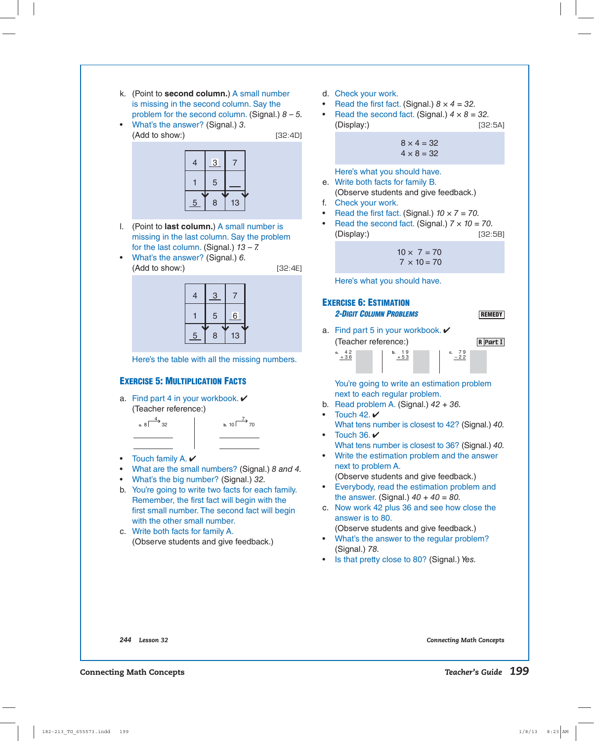k. (Point to **second column.**) A small number is missing in the second column. Say the problem for the second column. (Signal.) *8 – 5.*

- What's the answer? (Signal.) *3.*

(Add to show:) [32:4D]

| 4 | 3 | 7 |
|---|---|---|
| 1 | 5 | __ |
| 5 | 8 | 13 |

l. (Point to **last column.**) A small number is missing in the last column. Say the problem for the last column. (Signal.) *13 – 7.*

- What's the answer? (Signal.) *6.*

(Add to show:) [32:4E]

| 4 | 3 | 7 |
|---|---|---|
| 1 | 5 | 6 |
| 5 | 8 | 13 |

Here's the table with all the missing numbers.

## Exercise 5: Multiplication Facts

a. Find part 4 in your workbook. ✔

(Teacher reference:)

a. 8 →(4) 32 &nbsp;&nbsp;&nbsp; b. 10 →(7) 70

- Touch family A. ✔
- What are the small numbers? (Signal.) *8 and 4.*
- What's the big number? (Signal.) *32.*

b. You're going to write two facts for each family. Remember, the first fact will begin with the first small number. The second fact will begin with the other small number.

c. Write both facts for family A.

(Observe students and give feedback.)

d. Check your work.

- Read the first fact. (Signal.) *8 × 4 = 32.*
- Read the second fact. (Signal.) *4 × 8 = 32.*

(Display:) [32:5A]

$$8 \times 4 = 32$$
$$4 \times 8 = 32$$

Here's what you should have.

e. Write both facts for family B.

(Observe students and give feedback.)

f. Check your work.

- Read the first fact. (Signal.) *10 × 7 = 70.*
- Read the second fact. (Signal.) *7 × 10 = 70.*

(Display:) [32:5B]

$$10 \times 7 = 70$$
$$7 \times 10 = 70$$

Here's what you should have.

## Exercise 6: Estimation

### *2-Digit Column Problems*

**REMEDY**

a. Find part 5 in your workbook. ✔

(Teacher reference:) **R Part I**

a. 42 + 36 &nbsp;&nbsp;&nbsp; b. 19 + 53 &nbsp;&nbsp;&nbsp; c. 79 – 22

You're going to write an estimation problem next to each regular problem.

b. Read problem A. (Signal.) *42 + 36.*

- Touch 42. ✔

What tens number is closest to 42? (Signal.) *40.*

- Touch 36. ✔

What tens number is closest to 36? (Signal.) *40.*

- Write the estimation problem and the answer next to problem A.

(Observe students and give feedback.)

- Everybody, read the estimation problem and the answer. (Signal.) *40 + 40 = 80.*

c. Now work 42 plus 36 and see how close the answer is to 80.

(Observe students and give feedback.)

- What's the answer to the regular problem? (Signal.) *78.*
- Is that pretty close to 80? (Signal.) *Yes.*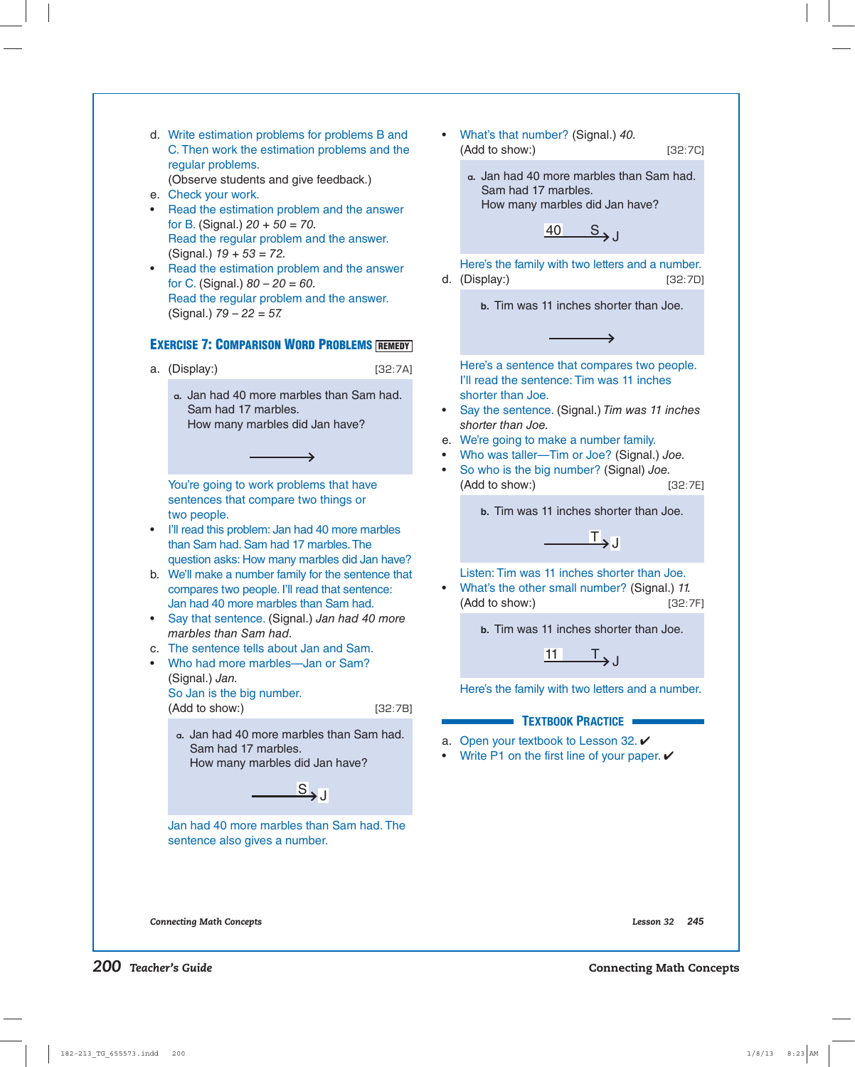d. Write estimation problems for problems B and C. Then work the estimation problems and the regular problems.
(Observe students and give feedback.)

e. Check your work.

- Read the estimation problem and the answer for B. (Signal.) *20 + 50 = 70.*
  Read the regular problem and the answer. (Signal.) *19 + 53 = 72.*
- Read the estimation problem and the answer for C. (Signal.) *80 – 20 = 60.*
  Read the regular problem and the answer. (Signal.) *79 – 22 = 57.*

## EXERCISE 7: COMPARISON WORD PROBLEMS REMEDY

a. (Display:) [32:7A]

> a. Jan had 40 more marbles than Sam had.
> Sam had 17 marbles.
> How many marbles did Jan have?
>
> ⟶

You're going to work problems that have sentences that compare two things or two people.

- I'll read this problem: Jan had 40 more marbles than Sam had. Sam had 17 marbles. The question asks: How many marbles did Jan have?

b. We'll make a number family for the sentence that compares two people. I'll read that sentence: Jan had 40 more marbles than Sam had.

- Say that sentence. (Signal.) *Jan had 40 more marbles than Sam had.*

c. The sentence tells about Jan and Sam.

- Who had more marbles—Jan or Sam? (Signal.) *Jan.*
  So Jan is the big number.
  (Add to show:) [32:7B]

> a. Jan had 40 more marbles than Sam had.
> Sam had 17 marbles.
> How many marbles did Jan have?
>
> ⟶ S → J

Jan had 40 more marbles than Sam had. The sentence also gives a number.

- What's that number? (Signal.) *40.*
  (Add to show:) [32:7C]

> a. Jan had 40 more marbles than Sam had.
> Sam had 17 marbles.
> How many marbles did Jan have?
>
> 40 S → J

Here's the family with two letters and a number.

d. (Display:) [32:7D]

> b. Tim was 11 inches shorter than Joe.
>
> ⟶

Here's a sentence that compares two people. I'll read the sentence: Tim was 11 inches shorter than Joe.

- Say the sentence. (Signal.) *Tim was 11 inches shorter than Joe.*

e. We're going to make a number family.

- Who was taller—Tim or Joe? (Signal.) *Joe.*
- So who is the big number? (Signal) *Joe.*
  (Add to show:) [32:7E]

> b. Tim was 11 inches shorter than Joe.
>
> ⟶ T → J

Listen: Tim was 11 inches shorter than Joe.

- What's the other small number? (Signal.) *11.*
  (Add to show:) [32:7F]

> b. Tim was 11 inches shorter than Joe.
>
> 11 T → J

Here's the family with two letters and a number.

## TEXTBOOK PRACTICE

a. Open your textbook to Lesson 32. ✔

- Write P1 on the first line of your paper. ✔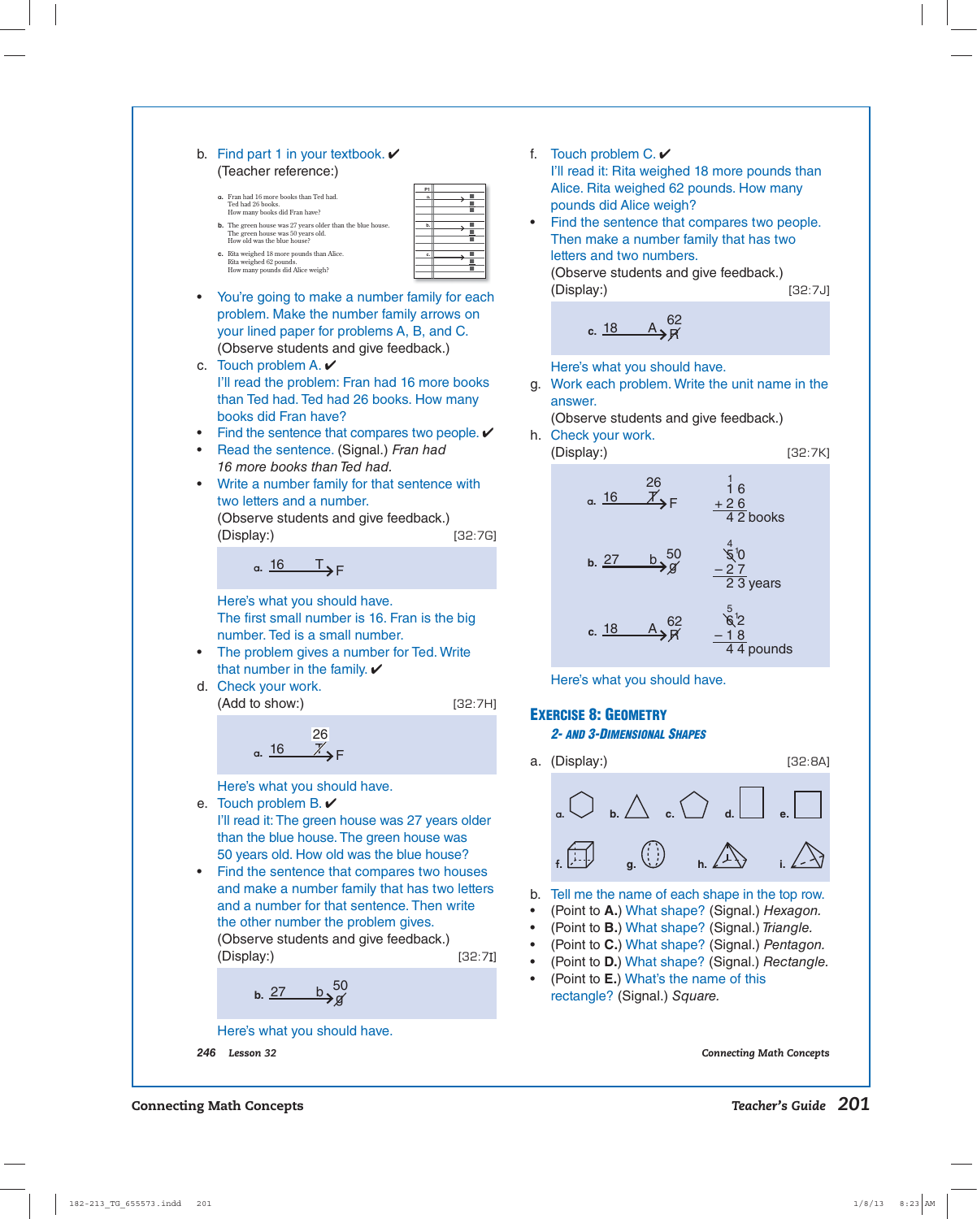b. Find part 1 in your textbook. ✔
(Teacher reference:)

a. Fran had 16 more books than Ted had.
Ted had 26 books.
How many books did Fran have?

b. The green house was 27 years older than the blue house.
The green house was 50 years old.
How old was the blue house?

c. Rita weighed 18 more pounds than Alice.
Rita weighed 62 pounds.
How many pounds did Alice weigh?

- You're going to make a number family for each problem. Make the number family arrows on your lined paper for problems A, B, and C.
(Observe students and give feedback.)

c. Touch problem A. ✔
I'll read the problem: Fran had 16 more books than Ted had. Ted had 26 books. How many books did Fran have?
- Find the sentence that compares two people. ✔
- Read the sentence. (Signal.) *Fran had 16 more books than Ted had.*
- Write a number family for that sentence with two letters and a number.
(Observe students and give feedback.)
(Display:) [32:7G]

a. $\underline{16 \quad T}\!\!\rightarrow F$

Here's what you should have.
The first small number is 16. Fran is the big number. Ted is a small number.
- The problem gives a number for Ted. Write that number in the family. ✔

d. Check your work.
(Add to show:) [32:7H]

a. $\underline{16 \quad \overset{26}{\not T}}\!\!\rightarrow F$

Here's what you should have.

e. Touch problem B. ✔
I'll read it: The green house was 27 years older than the blue house. The green house was 50 years old. How old was the blue house?
- Find the sentence that compares two houses and make a number family that has two letters and a number for that sentence. Then write the other number the problem gives.
(Observe students and give feedback.)
(Display:) [32:7I]

b. $\underline{27 \quad b}\!\!\rightarrow \overset{50}{\not g}$

Here's what you should have.

f. Touch problem C. ✔
I'll read it: Rita weighed 18 more pounds than Alice. Rita weighed 62 pounds. How many pounds did Alice weigh?
- Find the sentence that compares two people. Then make a number family that has two letters and two numbers.
(Observe students and give feedback.)
(Display:) [32:7J]

c. $\underline{18 \quad A}\!\!\rightarrow \overset{62}{\not R}$

Here's what you should have.

g. Work each problem. Write the unit name in the answer.
(Observe students and give feedback.)

h. Check your work.
(Display:) [32:7K]

a. $\underline{16 \quad \overset{26}{\not T}}\!\!\rightarrow F$ 16 + 26 = 42 books

b. $\underline{27 \quad b}\!\!\rightarrow \overset{50}{\not g}$ 50 − 27 = 23 years

c. $\underline{18 \quad A}\!\!\rightarrow \overset{62}{\not R}$ 62 − 18 = 44 pounds

Here's what you should have.

## EXERCISE 8: GEOMETRY

### 2- AND 3-DIMENSIONAL SHAPES

a. (Display:) [32:8A]

a. b. c. d. e.

f. g. h. i.

b. Tell me the name of each shape in the top row.
- (Point to **A.**) What shape? (Signal.) *Hexagon.*
- (Point to **B.**) What shape? (Signal.) *Triangle.*
- (Point to **C.**) What shape? (Signal.) *Pentagon.*
- (Point to **D.**) What shape? (Signal.) *Rectangle.*
- (Point to **E.**) What's the name of this rectangle? (Signal.) *Square.*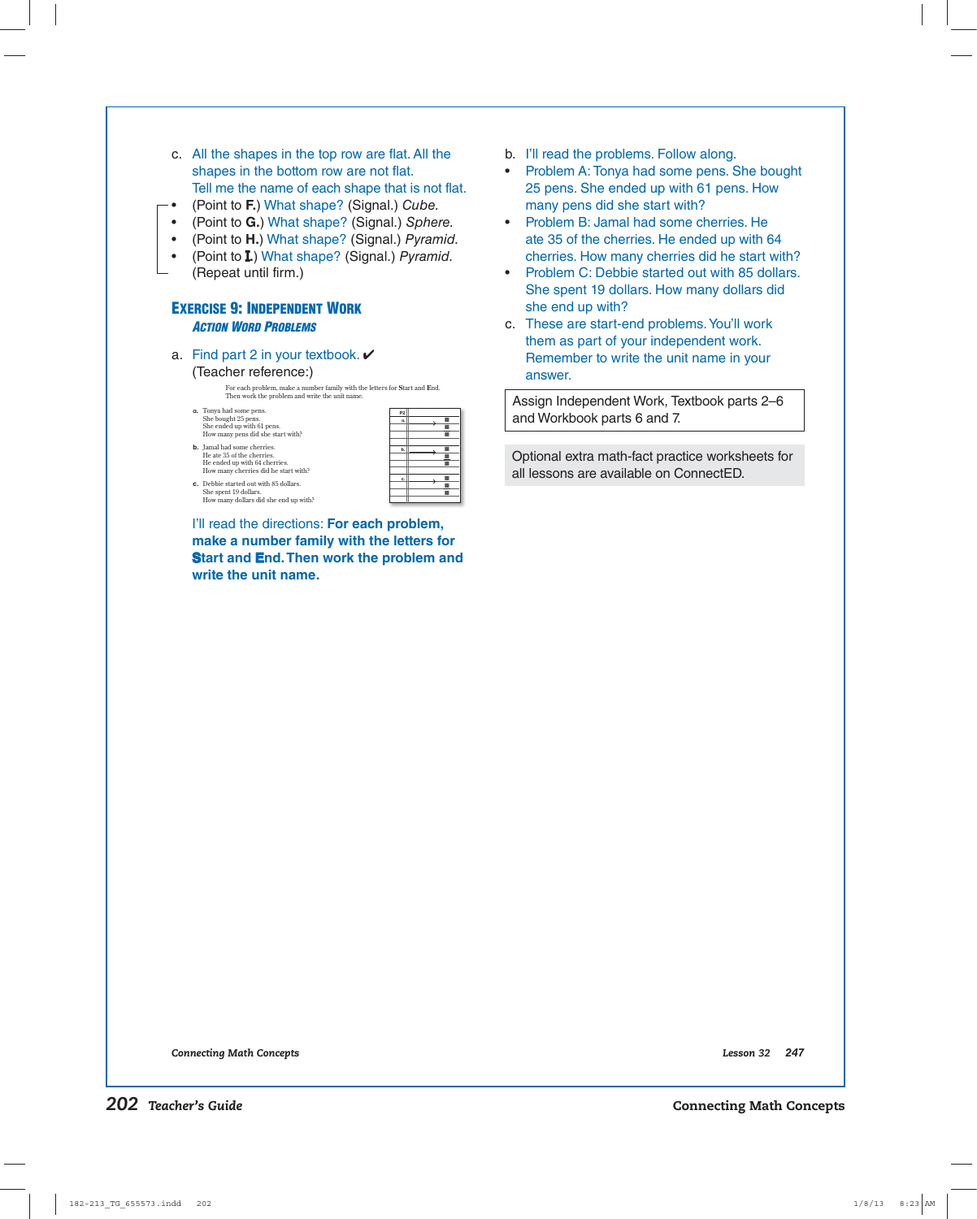c. All the shapes in the top row are flat. All the shapes in the bottom row are not flat. Tell me the name of each shape that is not flat.

- (Point to **F.**) What shape? (Signal.) *Cube.*
- (Point to **G.**) What shape? (Signal.) *Sphere.*
- (Point to **H.**) What shape? (Signal.) *Pyramid.*
- (Point to **I.**) What shape? (Signal.) *Pyramid.*

(Repeat until firm.)

## Exercise 9: Independent Work

### *Action Word Problems*

a. Find part 2 in your textbook. ✔

(Teacher reference:)

For each problem, make a number family with the letters for **S**tart and **E**nd. Then work the problem and write the unit name.

**a.** Tonya had some pens.
She bought 25 pens.
She ended up with 61 pens.
How many pens did she start with?

**b.** Jamal had some cherries.
He ate 35 of the cherries.
He ended up with 64 cherries.
How many cherries did he start with?

**c.** Debbie started out with 85 dollars.
She spent 19 dollars.
How many dollars did she end up with?

I'll read the directions: **For each problem, make a number family with the letters for Start and End. Then work the problem and write the unit name.**

b. I'll read the problems. Follow along.

- Problem A: Tonya had some pens. She bought 25 pens. She ended up with 61 pens. How many pens did she start with?
- Problem B: Jamal had some cherries. He ate 35 of the cherries. He ended up with 64 cherries. How many cherries did he start with?
- Problem C: Debbie started out with 85 dollars. She spent 19 dollars. How many dollars did she end up with?

c. These are start-end problems. You'll work them as part of your independent work. Remember to write the unit name in your answer.

Assign Independent Work, Textbook parts 2–6 and Workbook parts 6 and 7.

Optional extra math-fact practice worksheets for all lessons are available on ConnectED.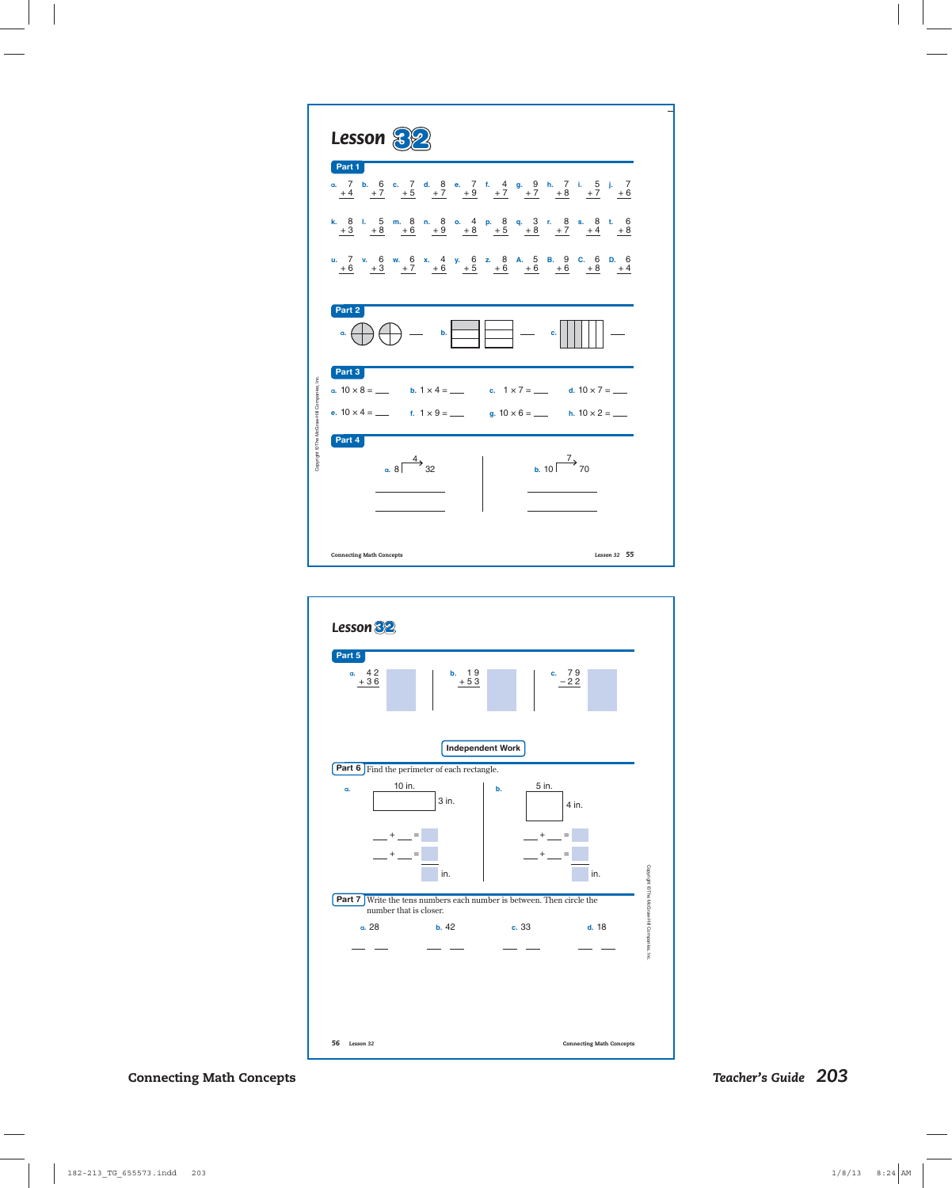# Lesson 32

## Part 1

a. $7 + 4$  b. $6 + 7$  c. $7 + 5$  d. $8 + 7$  e. $7 + 9$  f. $4 + 7$  g. $9 + 7$  h. $7 + 8$  i. $5 + 7$  j. $7 + 6$

k. $8 + 3$  l. $5 + 8$  m. $8 + 6$  n. $8 + 9$  o. $4 + 8$  p. $8 + 5$  q. $3 + 8$  r. $8 + 7$  s. $8 + 4$  t. $6 + 8$

u. $7 + 6$  v. $6 + 3$  w. $6 + 7$  x. $4 + 6$  y. $6 + 5$  z. $8 + 6$  A. $5 + 6$  B. $9 + 6$  C. $6 + 8$  D. $6 + 4$

## Part 2

a. ___  b. ___  c. ___

## Part 3

a. $10 \times 8 =$ ___  b. $1 \times 4 =$ ___  c. $1 \times 7 =$ ___  d. $10 \times 7 =$ ___

e. $10 \times 4 =$ ___  f. $1 \times 9 =$ ___  g. $10 \times 6 =$ ___  h. $10 \times 2 =$ ___

## Part 4

a. 8, 4, 32

b. 10, 7, 70

# Lesson 32

## Part 5

a. $42 + 36$

b. $19 + 53$

c. $79 - 22$

**Independent Work**

## Part 6

Find the perimeter of each rectangle.

a. 10 in., 3 in.

___ + ___ = ___

___ + ___ = ___

___ in.

b. 5 in., 4 in.

___ + ___ = ___

___ + ___ = ___

___ in.

## Part 7

Write the tens numbers each number is between. Then circle the number that is closer.

a. 28 ___ ___  b. 42 ___ ___  c. 33 ___ ___  d. 18 ___ ___

Connecting Math Concepts — Teacher's Guide 203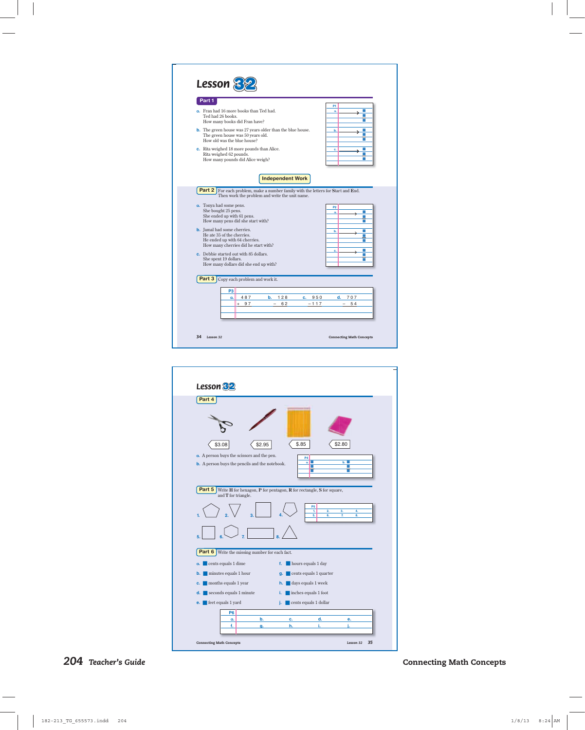# Lesson 32

## Part 1

a. Fran had 16 more books than Ted had.
Ted had 26 books.
How many books did Fran have?

b. The green house was 27 years older than the blue house.
The green house was 50 years old.
How old was the blue house?

c. Rita weighed 18 more pounds than Alice.
Rita weighed 62 pounds.
How many pounds did Alice weigh?

**Independent Work**

## Part 2

For each problem, make a number family with the letters for Start and End. Then work the problem and write the unit name.

a. Tonya had some pens.
She bought 25 pens.
She ended up with 61 pens.
How many pens did she start with?

b. Jamal had some cherries.
He ate 35 of the cherries.
He ended up with 64 cherries.
How many cherries did he start with?

c. Debbie started out with 85 dollars.
She spent 19 dollars.
How many dollars did she end up with?

## Part 3

Copy each problem and work it.

a. 487 + 97

b. 128 − 62

c. 950 − 117

d. 707 − 54

# Lesson 32

## Part 4

$3.08 | $2.95 | $.85 | $2.80

a. A person buys the scissors and the pen.

b. A person buys the pencils and the notebook.

## Part 5

Write **H** for hexagon, **P** for pentagon, **R** for rectangle, **S** for square, and **T** for triangle.

1. 2. 3. 4. 5. 6. 7. 8.

## Part 6

Write the missing number for each fact.

a. ■ cents equals 1 dime

b. ■ minutes equals 1 hour

c. ■ months equals 1 year

d. ■ seconds equals 1 minute

e. ■ feet equals 1 yard

f. ■ hours equals 1 day

g. ■ cents equals 1 quarter

h. ■ days equals 1 week

i. ■ inches equals 1 foot

j. ■ cents equals 1 dollar